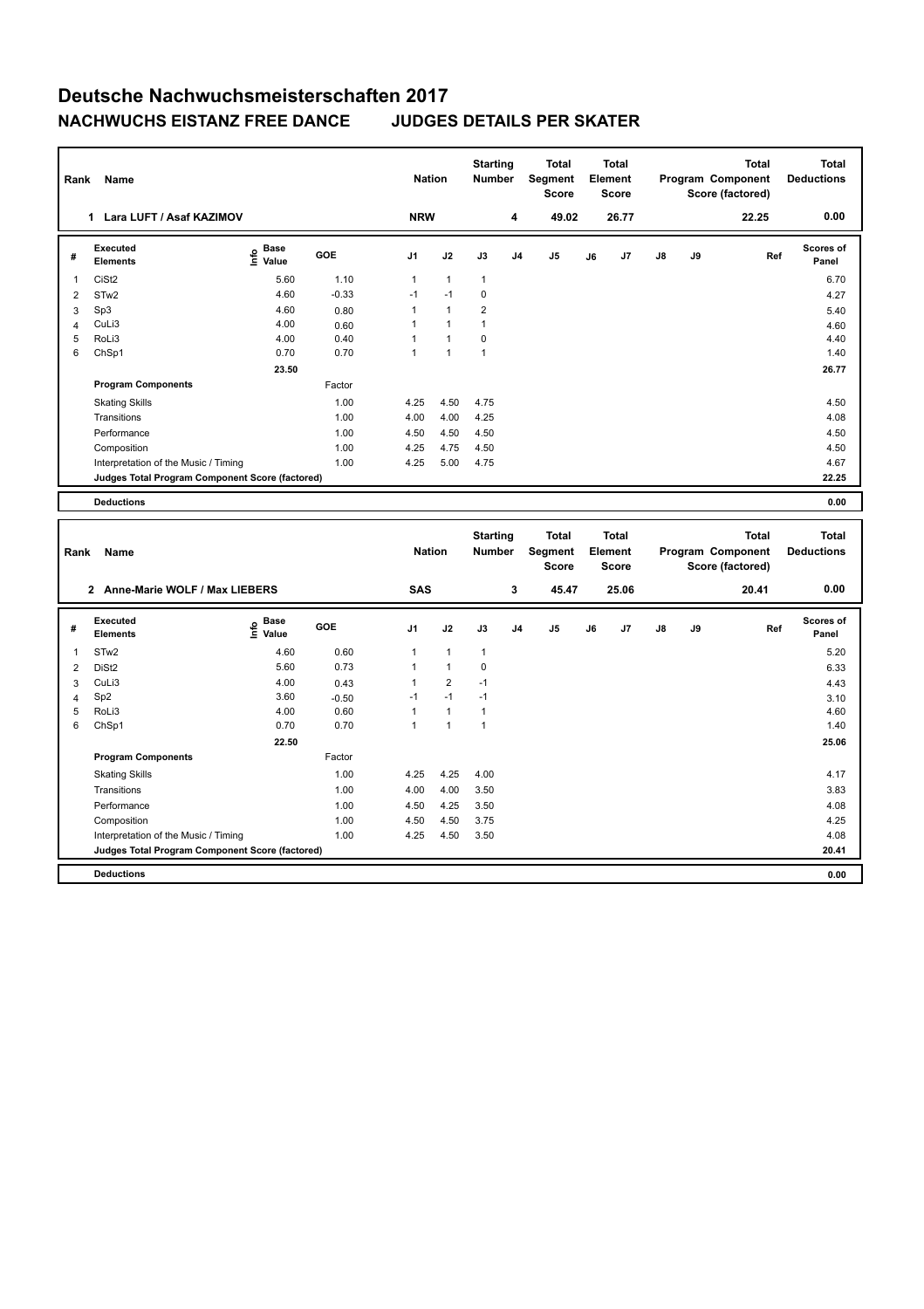# Deutsche Nachwuchsmeisterschaften 2017

## NACHWUCHS EISTANZ FREE DANCE JUDGES DETAILS PER SKATER

| Rank | Name | Nation | Starting Number | Total Segment Score | Total Element Score | Total Program Component Score (factored) | Total Deductions |
|---|---|---|---|---|---|---|---|
| 1 | Lara LUFT / Asaf KAZIMOV | NRW | 4 | 49.02 | 26.77 | 22.25 | 0.00 |

| # | Executed Elements | Info | Base Value | GOE | J1 | J2 | J3 | J4 | J5 | J6 | J7 | J8 | J9 | Ref | Scores of Panel |
|---|---|---|---|---|---|---|---|---|---|---|---|---|---|---|---|
| 1 | CiSt2 | | 5.60 | 1.10 | 1 | 1 | 1 | | | | | | | | 6.70 |
| 2 | STw2 | | 4.60 | -0.33 | -1 | -1 | 0 | | | | | | | | 4.27 |
| 3 | Sp3 | | 4.60 | 0.80 | 1 | 1 | 2 | | | | | | | | 5.40 |
| 4 | CuLi3 | | 4.00 | 0.60 | 1 | 1 | 1 | | | | | | | | 4.60 |
| 5 | RoLi3 | | 4.00 | 0.40 | 1 | 1 | 0 | | | | | | | | 4.40 |
| 6 | ChSp1 | | 0.70 | 0.70 | 1 | 1 | 1 | | | | | | | | 1.40 |
| | | | 23.50 | | | | | | | | | | | | 26.77 |
| | **Program Components** | | | Factor | | | | | | | | | | | |
| | Skating Skills | | | 1.00 | 4.25 | 4.50 | 4.75 | | | | | | | | 4.50 |
| | Transitions | | | 1.00 | 4.00 | 4.00 | 4.25 | | | | | | | | 4.08 |
| | Performance | | | 1.00 | 4.50 | 4.50 | 4.50 | | | | | | | | 4.50 |
| | Composition | | | 1.00 | 4.25 | 4.75 | 4.50 | | | | | | | | 4.50 |
| | Interpretation of the Music / Timing | | | 1.00 | 4.25 | 5.00 | 4.75 | | | | | | | | 4.67 |
| | **Judges Total Program Component Score (factored)** | | | | | | | | | | | | | | 22.25 |
| | **Deductions** | | | | | | | | | | | | | | 0.00 |

| Rank | Name | Nation | Starting Number | Total Segment Score | Total Element Score | Total Program Component Score (factored) | Total Deductions |
|---|---|---|---|---|---|---|---|
| 2 | Anne-Marie WOLF / Max LIEBERS | SAS | 3 | 45.47 | 25.06 | 20.41 | 0.00 |

| # | Executed Elements | Info | Base Value | GOE | J1 | J2 | J3 | J4 | J5 | J6 | J7 | J8 | J9 | Ref | Scores of Panel |
|---|---|---|---|---|---|---|---|---|---|---|---|---|---|---|---|
| 1 | STw2 | | 4.60 | 0.60 | 1 | 1 | 1 | | | | | | | | 5.20 |
| 2 | DiSt2 | | 5.60 | 0.73 | 1 | 1 | 0 | | | | | | | | 6.33 |
| 3 | CuLi3 | | 4.00 | 0.43 | 1 | 2 | -1 | | | | | | | | 4.43 |
| 4 | Sp2 | | 3.60 | -0.50 | -1 | -1 | -1 | | | | | | | | 3.10 |
| 5 | RoLi3 | | 4.00 | 0.60 | 1 | 1 | 1 | | | | | | | | 4.60 |
| 6 | ChSp1 | | 0.70 | 0.70 | 1 | 1 | 1 | | | | | | | | 1.40 |
| | | | 22.50 | | | | | | | | | | | | 25.06 |
| | **Program Components** | | | Factor | | | | | | | | | | | |
| | Skating Skills | | | 1.00 | 4.25 | 4.25 | 4.00 | | | | | | | | 4.17 |
| | Transitions | | | 1.00 | 4.00 | 4.00 | 3.50 | | | | | | | | 3.83 |
| | Performance | | | 1.00 | 4.50 | 4.25 | 3.50 | | | | | | | | 4.08 |
| | Composition | | | 1.00 | 4.50 | 4.50 | 3.75 | | | | | | | | 4.25 |
| | Interpretation of the Music / Timing | | | 1.00 | 4.25 | 4.50 | 3.50 | | | | | | | | 4.08 |
| | **Judges Total Program Component Score (factored)** | | | | | | | | | | | | | | 20.41 |
| | **Deductions** | | | | | | | | | | | | | | 0.00 |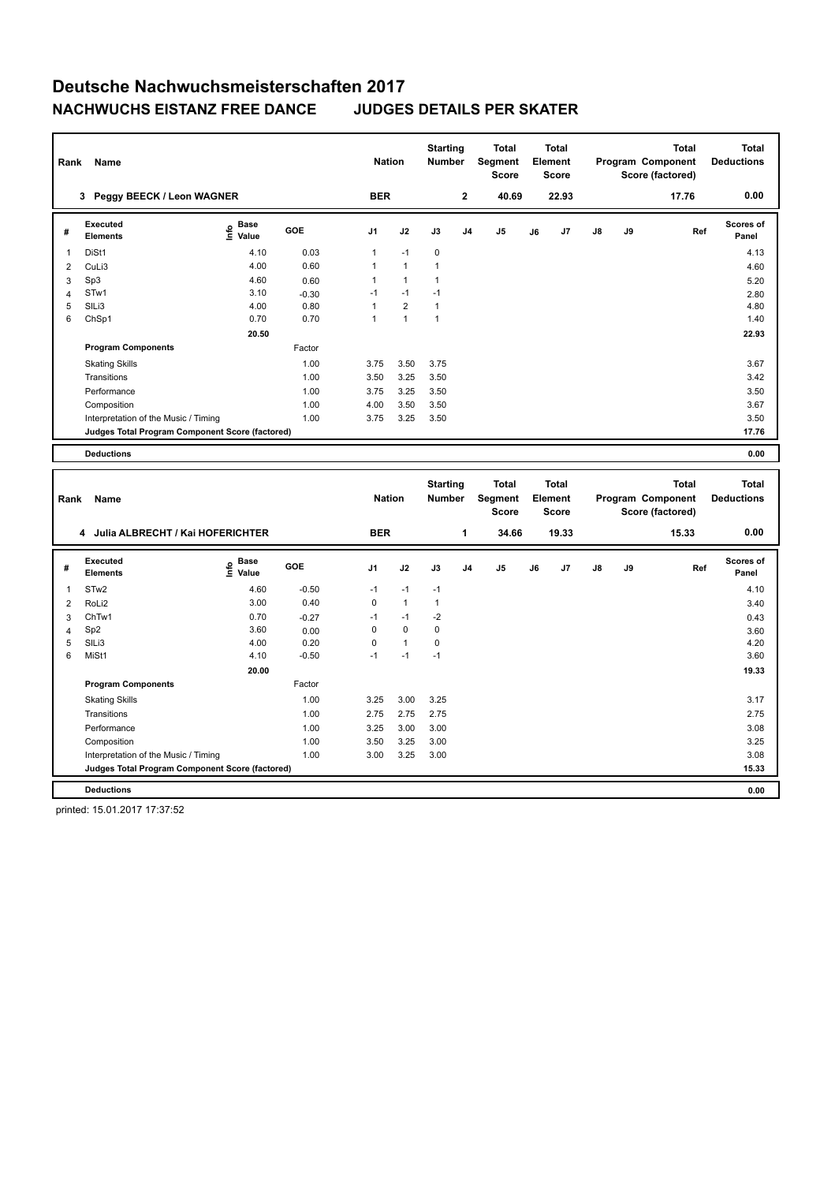# Deutsche Nachwuchsmeisterschaften 2017

## NACHWUCHS EISTANZ FREE DANCE    JUDGES DETAILS PER SKATER

| Rank | Name | Nation | Starting Number | Total Segment Score | Total Element Score | Total Program Component Score (factored) | Total Deductions |
|---|---|---|---|---|---|---|---|
| 3 | Peggy BEECK / Leon WAGNER | BER | 2 | 40.69 | 22.93 | 17.76 | 0.00 |

| # | Executed Elements | Info | Base Value | GOE | J1 | J2 | J3 | J4 | J5 | J6 | J7 | J8 | J9 | Ref | Scores of Panel |
|---|---|---|---|---|---|---|---|---|---|---|---|---|---|---|---|
| 1 | DiSt1 | | 4.10 | 0.03 | 1 | -1 | 0 | | | | | | | | 4.13 |
| 2 | CuLi3 | | 4.00 | 0.60 | 1 | 1 | 1 | | | | | | | | 4.60 |
| 3 | Sp3 | | 4.60 | 0.60 | 1 | 1 | 1 | | | | | | | | 5.20 |
| 4 | STw1 | | 3.10 | -0.30 | -1 | -1 | -1 | | | | | | | | 2.80 |
| 5 | SlLi3 | | 4.00 | 0.80 | 1 | 2 | 1 | | | | | | | | 4.80 |
| 6 | ChSp1 | | 0.70 | 0.70 | 1 | 1 | 1 | | | | | | | | 1.40 |
| | | | 20.50 | | | | | | | | | | | | 22.93 |
| | **Program Components** | | | Factor | | | | | | | | | | | |
| | Skating Skills | | | 1.00 | 3.75 | 3.50 | 3.75 | | | | | | | | 3.67 |
| | Transitions | | | 1.00 | 3.50 | 3.25 | 3.50 | | | | | | | | 3.42 |
| | Performance | | | 1.00 | 3.75 | 3.25 | 3.50 | | | | | | | | 3.50 |
| | Composition | | | 1.00 | 4.00 | 3.50 | 3.50 | | | | | | | | 3.67 |
| | Interpretation of the Music / Timing | | | 1.00 | 3.75 | 3.25 | 3.50 | | | | | | | | 3.50 |
| | **Judges Total Program Component Score (factored)** | | | | | | | | | | | | | | 17.76 |
| | **Deductions** | | | | | | | | | | | | | | 0.00 |

| Rank | Name | Nation | Starting Number | Total Segment Score | Total Element Score | Total Program Component Score (factored) | Total Deductions |
|---|---|---|---|---|---|---|---|
| 4 | Julia ALBRECHT / Kai HOFERICHTER | BER | 1 | 34.66 | 19.33 | 15.33 | 0.00 |

| # | Executed Elements | Info | Base Value | GOE | J1 | J2 | J3 | J4 | J5 | J6 | J7 | J8 | J9 | Ref | Scores of Panel |
|---|---|---|---|---|---|---|---|---|---|---|---|---|---|---|---|
| 1 | STw2 | | 4.60 | -0.50 | -1 | -1 | -1 | | | | | | | | 4.10 |
| 2 | RoLi2 | | 3.00 | 0.40 | 0 | 1 | 1 | | | | | | | | 3.40 |
| 3 | ChTw1 | | 0.70 | -0.27 | -1 | -1 | -2 | | | | | | | | 0.43 |
| 4 | Sp2 | | 3.60 | 0.00 | 0 | 0 | 0 | | | | | | | | 3.60 |
| 5 | SlLi3 | | 4.00 | 0.20 | 0 | 1 | 0 | | | | | | | | 4.20 |
| 6 | MiSt1 | | 4.10 | -0.50 | -1 | -1 | -1 | | | | | | | | 3.60 |
| | | | 20.00 | | | | | | | | | | | | 19.33 |
| | **Program Components** | | | Factor | | | | | | | | | | | |
| | Skating Skills | | | 1.00 | 3.25 | 3.00 | 3.25 | | | | | | | | 3.17 |
| | Transitions | | | 1.00 | 2.75 | 2.75 | 2.75 | | | | | | | | 2.75 |
| | Performance | | | 1.00 | 3.25 | 3.00 | 3.00 | | | | | | | | 3.08 |
| | Composition | | | 1.00 | 3.50 | 3.25 | 3.00 | | | | | | | | 3.25 |
| | Interpretation of the Music / Timing | | | 1.00 | 3.00 | 3.25 | 3.00 | | | | | | | | 3.08 |
| | **Judges Total Program Component Score (factored)** | | | | | | | | | | | | | | 15.33 |
| | **Deductions** | | | | | | | | | | | | | | 0.00 |

printed: 15.01.2017 17:37:52